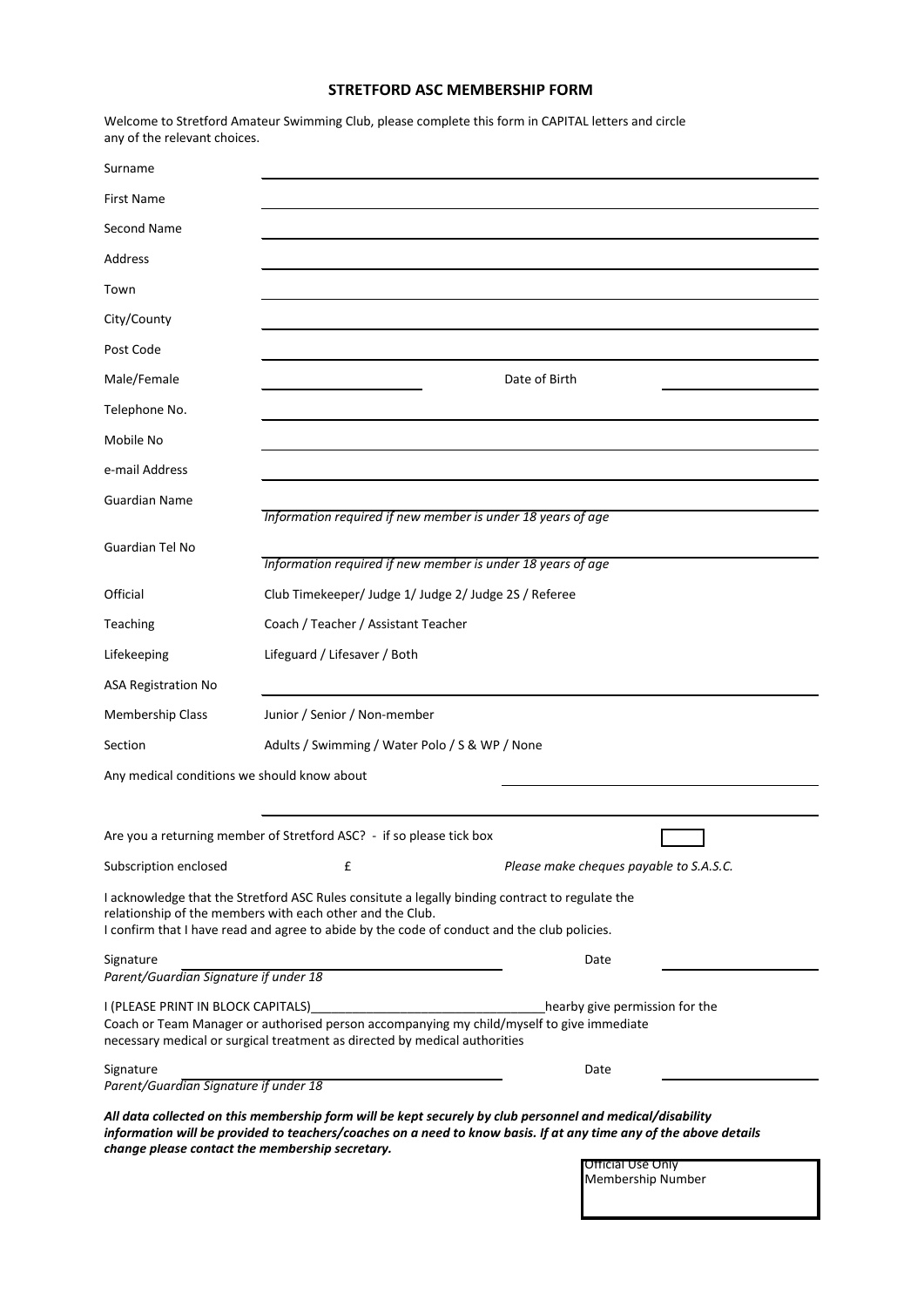# STRETFORD ASC MEMBERSHIP FORM

Welcome to Stretford Amateur Swimming Club, please complete this form in CAPITAL letters and circle any of the relevant choices.

Surname ______________________________

First Name ______________________________

Second Name ______________________________

Address ______________________________

Town ______________________________

City/County ______________________________

Post Code ______________________________

Male/Female ____________ Date of Birth ____________

Telephone No. ______________________________

Mobile No ______________________________

e-mail Address ______________________________

Guardian Name ______________________________
*Information required if new member is under 18 years of age*

Guardian Tel No ______________________________
*Information required if new member is under 18 years of age*

Official — Club Timekeeper/ Judge 1/ Judge 2/ Judge 2S / Referee

Teaching — Coach / Teacher / Assistant Teacher

Lifekeeping — Lifeguard / Lifesaver / Both

ASA Registration No ______________________________

Membership Class — Junior / Senior / Non-member

Section — Adults / Swimming / Water Polo / S & WP / None

Any medical conditions we should know about ______________________________

______________________________

Are you a returning member of Stretford ASC? - if so please tick box ☐

Subscription enclosed £ *Please make cheques payable to S.A.S.C.*

I acknowledge that the Stretford ASC Rules consitute a legally binding contract to regulate the relationship of the members with each other and the Club.
I confirm that I have read and agree to abide by the code of conduct and the club policies.

Signature ______________________________ Date ____________
*Parent/Guardian Signature if under 18*

I (PLEASE PRINT IN BLOCK CAPITALS)______________________________hearby give permission for the Coach or Team Manager or authorised person accompanying my child/myself to give immediate necessary medical or surgical treatment as directed by medical authorities

Signature ______________________________ Date ____________
*Parent/Guardian Signature if under 18*

***All data collected on this membership form will be kept securely by club personnel and medical/disability information will be provided to teachers/coaches on a need to know basis. If at any time any of the above details change please contact the membership secretary.***

Official Use Only
Membership Number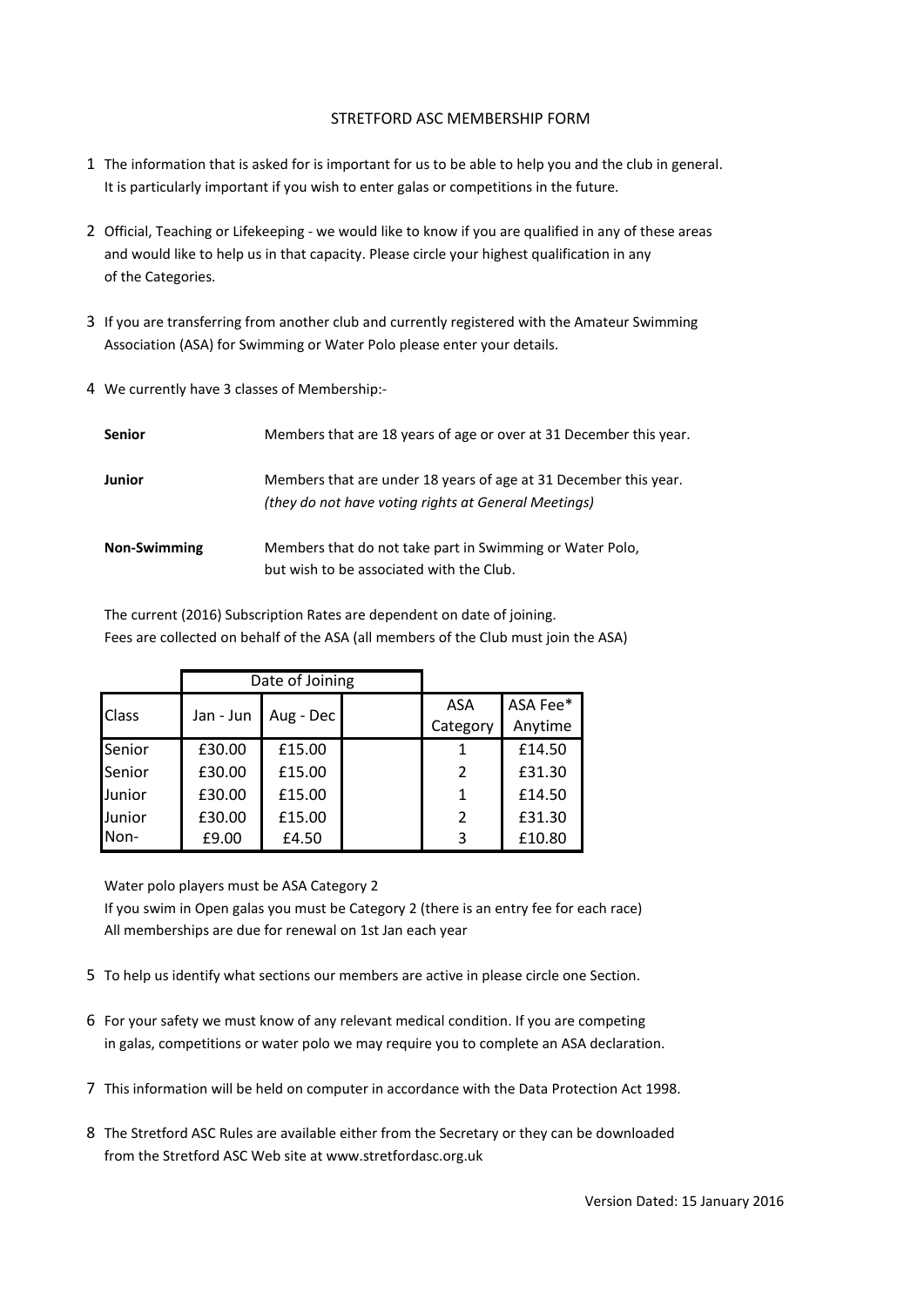STRETFORD ASC MEMBERSHIP FORM

1 The information that is asked for is important for us to be able to help you and the club in general. It is particularly important if you wish to enter galas or competitions in the future.

2 Official, Teaching or Lifekeeping - we would like to know if you are qualified in any of these areas and would like to help us in that capacity. Please circle your highest qualification in any of the Categories.

3 If you are transferring from another club and currently registered with the Amateur Swimming Association (ASA) for Swimming or Water Polo please enter your details.

4 We currently have 3 classes of Membership:-

**Senior** Members that are 18 years of age or over at 31 December this year.

**Junior** Members that are under 18 years of age at 31 December this year. *(they do not have voting rights at General Meetings)*

**Non-Swimming** Members that do not take part in Swimming or Water Polo, but wish to be associated with the Club.

The current (2016) Subscription Rates are dependent on date of joining.
Fees are collected on behalf of the ASA (all members of the Club must join the ASA)

| | Date of Joining | | | | |
|---|---|---|---|---|---|
| Class | Jan - Jun | Aug - Dec | | ASA Category | ASA Fee* Anytime |
| Senior | £30.00 | £15.00 | | 1 | £14.50 |
| Senior | £30.00 | £15.00 | | 2 | £31.30 |
| Junior | £30.00 | £15.00 | | 1 | £14.50 |
| Junior | £30.00 | £15.00 | | 2 | £31.30 |
| Non- | £9.00 | £4.50 | | 3 | £10.80 |

Water polo players must be ASA Category 2
If you swim in Open galas you must be Category 2 (there is an entry fee for each race)
All memberships are due for renewal on 1st Jan each year

5 To help us identify what sections our members are active in please circle one Section.

6 For your safety we must know of any relevant medical condition. If you are competing in galas, competitions or water polo we may require you to complete an ASA declaration.

7 This information will be held on computer in accordance with the Data Protection Act 1998.

8 The Stretford ASC Rules are available either from the Secretary or they can be downloaded from the Stretford ASC Web site at www.stretfordasc.org.uk

Version Dated: 15 January 2016